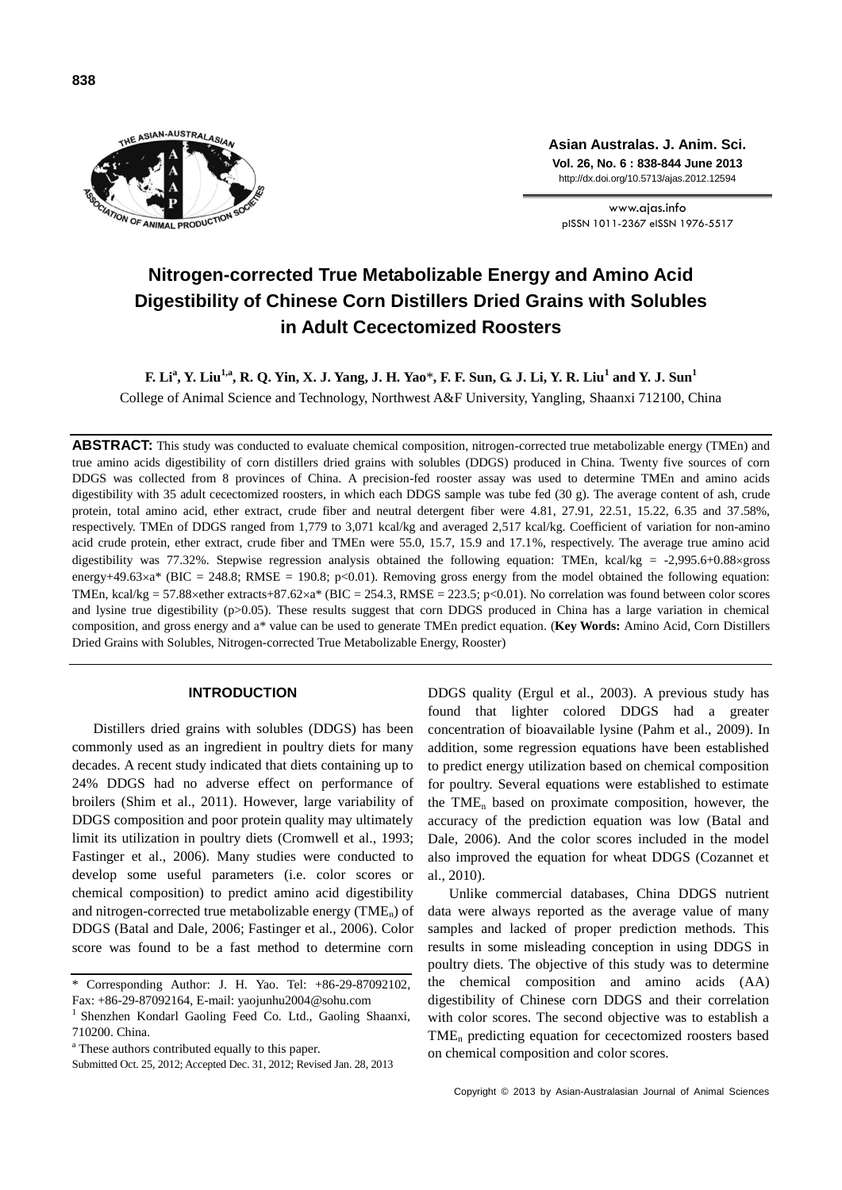# Nitrogen-corrected True Metabolizable Energy and Amino Acid Digestibility of Chinese Corn Distillers Dried Grains with Solubles in Adult Cecectomized Roosters

**F. Li[a], Y. Liu[1,a], R. Q. Yin, X. J. Yang, J. H. Yao*, F. F. Sun, G. J. Li, Y. R. Liu[1] and Y. J. Sun[1]**

College of Animal Science and Technology, Northwest A&F University, Yangling, Shaanxi 712100, China

**ABSTRACT:** This study was conducted to evaluate chemical composition, nitrogen-corrected true metabolizable energy (TMEn) and true amino acids digestibility of corn distillers dried grains with solubles (DDGS) produced in China. Twenty five sources of corn DDGS was collected from 8 provinces of China. A precision-fed rooster assay was used to determine TMEn and amino acids digestibility with 35 adult cecectomized roosters, in which each DDGS sample was tube fed (30 g). The average content of ash, crude protein, total amino acid, ether extract, crude fiber and neutral detergent fiber were 4.81, 27.91, 22.51, 15.22, 6.35 and 37.58%, respectively. TMEn of DDGS ranged from 1,779 to 3,071 kcal/kg and averaged 2,517 kcal/kg. Coefficient of variation for non-amino acid crude protein, ether extract, crude fiber and TMEn were 55.0, 15.7, 15.9 and 17.1%, respectively. The average true amino acid digestibility was 77.32%. Stepwise regression analysis obtained the following equation: TMEn, kcal/kg = -2,995.6+0.88×gross energy+49.63×a* (BIC = 248.8; RMSE = 190.8; $p<0.01$). Removing gross energy from the model obtained the following equation: TMEn, kcal/kg = 57.88×ether extracts+87.62×a* (BIC = 254.3, RMSE = 223.5; $p<0.01$). No correlation was found between color scores and lysine true digestibility ($p>0.05$). These results suggest that corn DDGS produced in China has a large variation in chemical composition, and gross energy and a* value can be used to generate TMEn predict equation. (**Key Words:** Amino Acid, Corn Distillers Dried Grains with Solubles, Nitrogen-corrected True Metabolizable Energy, Rooster)

## INTRODUCTION

Distillers dried grains with solubles (DDGS) has been commonly used as an ingredient in poultry diets for many decades. A recent study indicated that diets containing up to 24% DDGS had no adverse effect on performance of broilers (Shim et al., 2011). However, large variability of DDGS composition and poor protein quality may ultimately limit its utilization in poultry diets (Cromwell et al., 1993; Fastinger et al., 2006). Many studies were conducted to develop some useful parameters (i.e. color scores or chemical composition) to predict amino acid digestibility and nitrogen-corrected true metabolizable energy ($TME_n$) of DDGS (Batal and Dale, 2006; Fastinger et al., 2006). Color score was found to be a fast method to determine corn DDGS quality (Ergul et al., 2003). A previous study has found that lighter colored DDGS had a greater concentration of bioavailable lysine (Pahm et al., 2009). In addition, some regression equations have been established to predict energy utilization based on chemical composition for poultry. Several equations were established to estimate the $TME_n$ based on proximate composition, however, the accuracy of the prediction equation was low (Batal and Dale, 2006). And the color scores included in the model also improved the equation for wheat DDGS (Cozannet et al., 2010).

Unlike commercial databases, China DDGS nutrient data were always reported as the average value of many samples and lacked of proper prediction methods. This results in some misleading conception in using DDGS in poultry diets. The objective of this study was to determine the chemical composition and amino acids (AA) digestibility of Chinese corn DDGS and their correlation with color scores. The second objective was to establish a $TME_n$ predicting equation for cecectomized roosters based on chemical composition and color scores.

---

\* Corresponding Author: J. H. Yao. Tel: +86-29-87092102, Fax: +86-29-87092164, E-mail: yaojunhu2004@sohu.com

[1] Shenzhen Kondarl Gaoling Feed Co. Ltd., Gaoling Shaanxi, 710200. China.

[a] These authors contributed equally to this paper.

Submitted Oct. 25, 2012; Accepted Dec. 31, 2012; Revised Jan. 28, 2013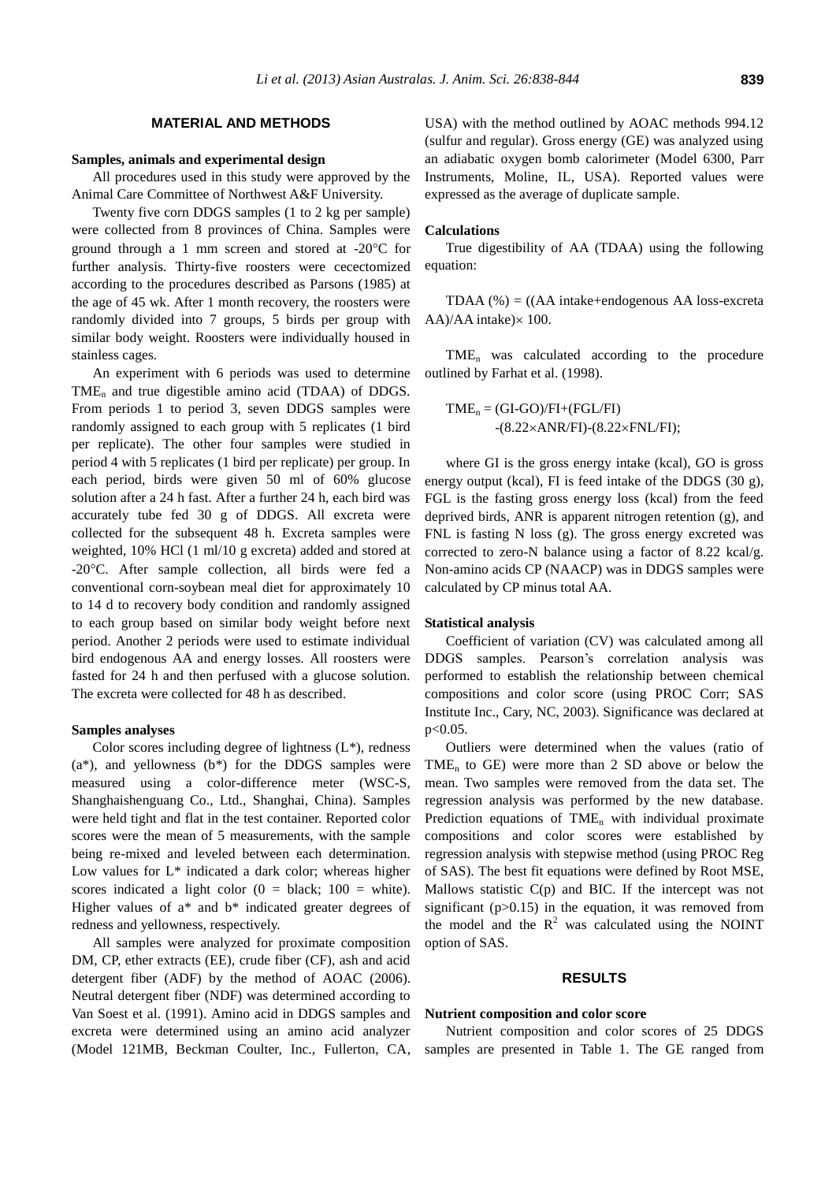## MATERIAL AND METHODS

### Samples, animals and experimental design

All procedures used in this study were approved by the Animal Care Committee of Northwest A&F University.

Twenty five corn DDGS samples (1 to 2 kg per sample) were collected from 8 provinces of China. Samples were ground through a 1 mm screen and stored at -20°C for further analysis. Thirty-five roosters were cecectomized according to the procedures described as Parsons (1985) at the age of 45 wk. After 1 month recovery, the roosters were randomly divided into 7 groups, 5 birds per group with similar body weight. Roosters were individually housed in stainless cages.

An experiment with 6 periods was used to determine $TME_n$ and true digestible amino acid (TDAA) of DDGS. From periods 1 to period 3, seven DDGS samples were randomly assigned to each group with 5 replicates (1 bird per replicate). The other four samples were studied in period 4 with 5 replicates (1 bird per replicate) per group. In each period, birds were given 50 ml of 60% glucose solution after a 24 h fast. After a further 24 h, each bird was accurately tube fed 30 g of DDGS. All excreta were collected for the subsequent 48 h. Excreta samples were weighted, 10% HCl (1 ml/10 g excreta) added and stored at -20°C. After sample collection, all birds were fed a conventional corn-soybean meal diet for approximately 10 to 14 d to recovery body condition and randomly assigned to each group based on similar body weight before next period. Another 2 periods were used to estimate individual bird endogenous AA and energy losses. All roosters were fasted for 24 h and then perfused with a glucose solution. The excreta were collected for 48 h as described.

### Samples analyses

Color scores including degree of lightness (L*), redness (a*), and yellowness (b*) for the DDGS samples were measured using a color-difference meter (WSC-S, Shanghaishenguang Co., Ltd., Shanghai, China). Samples were held tight and flat in the test container. Reported color scores were the mean of 5 measurements, with the sample being re-mixed and leveled between each determination. Low values for L* indicated a dark color; whereas higher scores indicated a light color (0 = black; 100 = white). Higher values of a* and b* indicated greater degrees of redness and yellowness, respectively.

All samples were analyzed for proximate composition DM, CP, ether extracts (EE), crude fiber (CF), ash and acid detergent fiber (ADF) by the method of AOAC (2006). Neutral detergent fiber (NDF) was determined according to Van Soest et al. (1991). Amino acid in DDGS samples and excreta were determined using an amino acid analyzer (Model 121MB, Beckman Coulter, Inc., Fullerton, CA, USA) with the method outlined by AOAC methods 994.12 (sulfur and regular). Gross energy (GE) was analyzed using an adiabatic oxygen bomb calorimeter (Model 6300, Parr Instruments, Moline, IL, USA). Reported values were expressed as the average of duplicate sample.

### Calculations

True digestibility of AA (TDAA) using the following equation:

$$TDAA\ (\%) = ((AA\ intake + endogenous\ AA\ loss - excreta\ AA)/AA\ intake) \times 100.$$

$TME_n$ was calculated according to the procedure outlined by Farhat et al. (1998).

$$TME_n = (GI-GO)/FI+(FGL/FI) -(8.22\times ANR/FI)-(8.22\times FNL/FI);$$

where GI is the gross energy intake (kcal), GO is gross energy output (kcal), FI is feed intake of the DDGS (30 g), FGL is the fasting gross energy loss (kcal) from the feed deprived birds, ANR is apparent nitrogen retention (g), and FNL is fasting N loss (g). The gross energy excreted was corrected to zero-N balance using a factor of 8.22 kcal/g. Non-amino acids CP (NAACP) was in DDGS samples were calculated by CP minus total AA.

### Statistical analysis

Coefficient of variation (CV) was calculated among all DDGS samples. Pearson's correlation analysis was performed to establish the relationship between chemical compositions and color score (using PROC Corr; SAS Institute Inc., Cary, NC, 2003). Significance was declared at $p<0.05$.

Outliers were determined when the values (ratio of $TME_n$ to GE) were more than 2 SD above or below the mean. Two samples were removed from the data set. The regression analysis was performed by the new database. Prediction equations of $TME_n$ with individual proximate compositions and color scores were established by regression analysis with stepwise method (using PROC Reg of SAS). The best fit equations were defined by Root MSE, Mallows statistic C(p) and BIC. If the intercept was not significant ($p>0.15$) in the equation, it was removed from the model and the $R^2$ was calculated using the NOINT option of SAS.

## RESULTS

### Nutrient composition and color score

Nutrient composition and color scores of 25 DDGS samples are presented in Table 1. The GE ranged from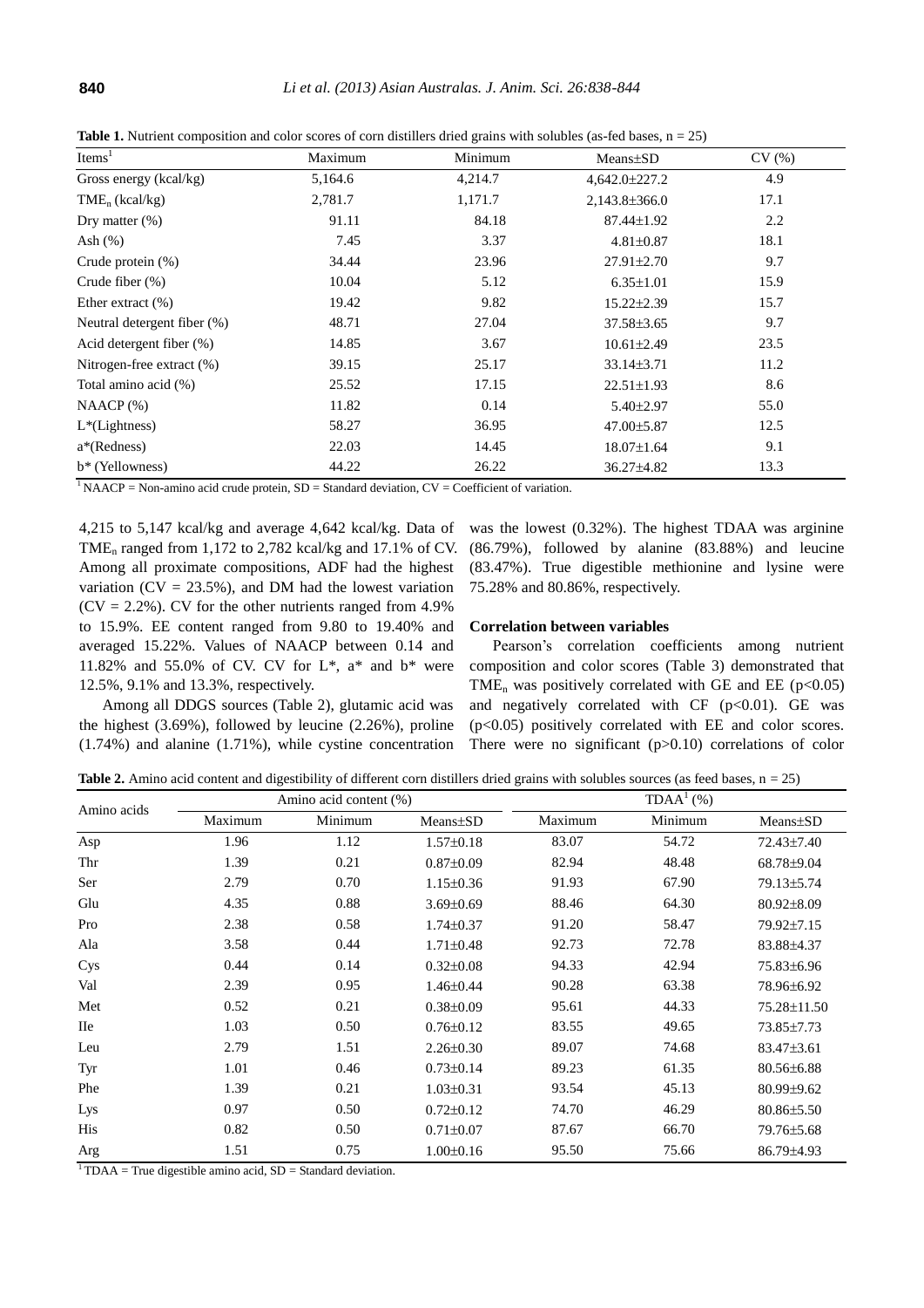**Table 1.** Nutrient composition and color scores of corn distillers dried grains with solubles (as-fed bases, n = 25)

| Items[1] | Maximum | Minimum | Means±SD | CV (%) |
|---|---|---|---|---|
| Gross energy (kcal/kg) | 5,164.6 | 4,214.7 | 4,642.0±227.2 | 4.9 |
| $TME_n$ (kcal/kg) | 2,781.7 | 1,171.7 | 2,143.8±366.0 | 17.1 |
| Dry matter (%) | 91.11 | 84.18 | 87.44±1.92 | 2.2 |
| Ash (%) | 7.45 | 3.37 | 4.81±0.87 | 18.1 |
| Crude protein (%) | 34.44 | 23.96 | 27.91±2.70 | 9.7 |
| Crude fiber (%) | 10.04 | 5.12 | 6.35±1.01 | 15.9 |
| Ether extract (%) | 19.42 | 9.82 | 15.22±2.39 | 15.7 |
| Neutral detergent fiber (%) | 48.71 | 27.04 | 37.58±3.65 | 9.7 |
| Acid detergent fiber (%) | 14.85 | 3.67 | 10.61±2.49 | 23.5 |
| Nitrogen-free extract (%) | 39.15 | 25.17 | 33.14±3.71 | 11.2 |
| Total amino acid (%) | 25.52 | 17.15 | 22.51±1.93 | 8.6 |
| NAACP (%) | 11.82 | 0.14 | 5.40±2.97 | 55.0 |
| L*(Lightness) | 58.27 | 36.95 | 47.00±5.87 | 12.5 |
| a*(Redness) | 22.03 | 14.45 | 18.07±1.64 | 9.1 |
| b* (Yellowness) | 44.22 | 26.22 | 36.27±4.82 | 13.3 |

[1] NAACP = Non-amino acid crude protein, SD = Standard deviation, CV = Coefficient of variation.

4,215 to 5,147 kcal/kg and average 4,642 kcal/kg. Data of $TME_n$ ranged from 1,172 to 2,782 kcal/kg and 17.1% of CV. Among all proximate compositions, ADF had the highest variation (CV = 23.5%), and DM had the lowest variation (CV = 2.2%). CV for the other nutrients ranged from 4.9% to 15.9%. EE content ranged from 9.80 to 19.40% and averaged 15.22%. Values of NAACP between 0.14 and 11.82% and 55.0% of CV. CV for L*, a* and b* were 12.5%, 9.1% and 13.3%, respectively.

Among all DDGS sources (Table 2), glutamic acid was the highest (3.69%), followed by leucine (2.26%), proline (1.74%) and alanine (1.71%), while cystine concentration was the lowest (0.32%). The highest TDAA was arginine (86.79%), followed by alanine (83.88%) and leucine (83.47%). True digestible methionine and lysine were 75.28% and 80.86%, respectively.

### Correlation between variables

Pearson's correlation coefficients among nutrient composition and color scores (Table 3) demonstrated that $TME_n$ was positively correlated with GE and EE ($p<0.05$) and negatively correlated with CF ($p<0.01$). GE was ($p<0.05$) positively correlated with EE and color scores. There were no significant ($p>0.10$) correlations of color

**Table 2.** Amino acid content and digestibility of different corn distillers dried grains with solubles sources (as feed bases, n = 25)

| Amino acids | Amino acid content (%) | | | TDAA[1] (%) | | |
|---|---|---|---|---|---|---|
| | Maximum | Minimum | Means±SD | Maximum | Minimum | Means±SD |
| Asp | 1.96 | 1.12 | 1.57±0.18 | 83.07 | 54.72 | 72.43±7.40 |
| Thr | 1.39 | 0.21 | 0.87±0.09 | 82.94 | 48.48 | 68.78±9.04 |
| Ser | 2.79 | 0.70 | 1.15±0.36 | 91.93 | 67.90 | 79.13±5.74 |
| Glu | 4.35 | 0.88 | 3.69±0.69 | 88.46 | 64.30 | 80.92±8.09 |
| Pro | 2.38 | 0.58 | 1.74±0.37 | 91.20 | 58.47 | 79.92±7.15 |
| Ala | 3.58 | 0.44 | 1.71±0.48 | 92.73 | 72.78 | 83.88±4.37 |
| Cys | 0.44 | 0.14 | 0.32±0.08 | 94.33 | 42.94 | 75.83±6.96 |
| Val | 2.39 | 0.95 | 1.46±0.44 | 90.28 | 63.38 | 78.96±6.92 |
| Met | 0.52 | 0.21 | 0.38±0.09 | 95.61 | 44.33 | 75.28±11.50 |
| IIe | 1.03 | 0.50 | 0.76±0.12 | 83.55 | 49.65 | 73.85±7.73 |
| Leu | 2.79 | 1.51 | 2.26±0.30 | 89.07 | 74.68 | 83.47±3.61 |
| Tyr | 1.01 | 0.46 | 0.73±0.14 | 89.23 | 61.35 | 80.56±6.88 |
| Phe | 1.39 | 0.21 | 1.03±0.31 | 93.54 | 45.13 | 80.99±9.62 |
| Lys | 0.97 | 0.50 | 0.72±0.12 | 74.70 | 46.29 | 80.86±5.50 |
| His | 0.82 | 0.50 | 0.71±0.07 | 87.67 | 66.70 | 79.76±5.68 |
| Arg | 1.51 | 0.75 | 1.00±0.16 | 95.50 | 75.66 | 86.79±4.93 |

[1] TDAA = True digestible amino acid, SD = Standard deviation.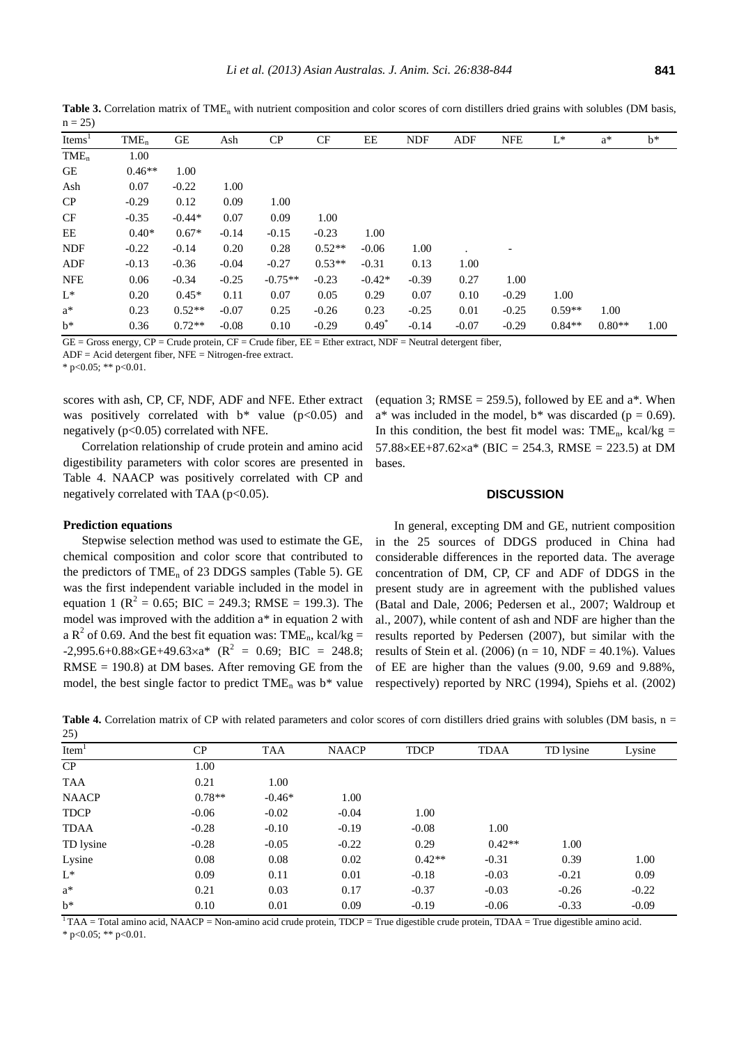**Table 3.** Correlation matrix of $TME_n$ with nutrient composition and color scores of corn distillers dried grains with solubles (DM basis, n = 25)

| Items[1] | $TME_n$ | GE | Ash | CP | CF | EE | NDF | ADF | NFE | L* | a* | b* |
|---|---|---|---|---|---|---|---|---|---|---|---|---|
| $TME_n$ | 1.00 | | | | | | | | | | | |
| GE | 0.46** | 1.00 | | | | | | | | | | |
| Ash | 0.07 | -0.22 | 1.00 | | | | | | | | | |
| CP | -0.29 | 0.12 | 0.09 | 1.00 | | | | | | | | |
| CF | -0.35 | -0.44* | 0.07 | 0.09 | 1.00 | | | | | | | |
| EE | 0.40* | 0.67* | -0.14 | -0.15 | -0.23 | 1.00 | | | | | | |
| NDF | -0.22 | -0.14 | 0.20 | 0.28 | 0.52** | -0.06 | 1.00 | . | - | | | |
| ADF | -0.13 | -0.36 | -0.04 | -0.27 | 0.53** | -0.31 | 0.13 | 1.00 | | | | |
| NFE | 0.06 | -0.34 | -0.25 | -0.75** | -0.23 | -0.42* | -0.39 | 0.27 | 1.00 | | | |
| L* | 0.20 | 0.45* | 0.11 | 0.07 | 0.05 | 0.29 | 0.07 | 0.10 | -0.29 | 1.00 | | |
| a* | 0.23 | 0.52** | -0.07 | 0.25 | -0.26 | 0.23 | -0.25 | 0.01 | -0.25 | 0.59** | 1.00 | |
| b* | 0.36 | 0.72** | -0.08 | 0.10 | -0.29 | 0.49* | -0.14 | -0.07 | -0.29 | 0.84** | 0.80** | 1.00 |

GE = Gross energy, CP = Crude protein, CF = Crude fiber, EE = Ether extract, NDF = Neutral detergent fiber,
ADF = Acid detergent fiber, NFE = Nitrogen-free extract.
* p<0.05; ** p<0.01.

scores with ash, CP, CF, NDF, ADF and NFE. Ether extract was positively correlated with b* value ($p<0.05$) and negatively ($p<0.05$) correlated with NFE.

Correlation relationship of crude protein and amino acid digestibility parameters with color scores are presented in Table 4. NAACP was positively correlated with CP and negatively correlated with TAA ($p<0.05$).

### Prediction equations

Stepwise selection method was used to estimate the GE, chemical composition and color score that contributed to the predictors of $TME_n$ of 23 DDGS samples (Table 5). GE was the first independent variable included in the model in equation 1 ($R^2$ = 0.65; BIC = 249.3; RMSE = 199.3). The model was improved with the addition a* in equation 2 with a $R^2$ of 0.69. And the best fit equation was: $TME_n$, kcal/kg = -2,995.6+0.88×GE+49.63×a* ($R^2$ = 0.69; BIC = 248.8; RMSE = 190.8) at DM bases. After removing GE from the model, the best single factor to predict $TME_n$ was b* value (equation 3; RMSE = 259.5), followed by EE and a*. When a* was included in the model, b* was discarded (p = 0.69). In this condition, the best fit model was: $TME_n$, kcal/kg = 57.88×EE+87.62×a* (BIC = 254.3, RMSE = 223.5) at DM bases.

## DISCUSSION

In general, excepting DM and GE, nutrient composition in the 25 sources of DDGS produced in China had considerable differences in the reported data. The average concentration of DM, CP, CF and ADF of DDGS in the present study are in agreement with the published values (Batal and Dale, 2006; Pedersen et al., 2007; Waldroup et al., 2007), while content of ash and NDF are higher than the results reported by Pedersen (2007), but similar with the results of Stein et al. (2006) (n = 10, NDF = 40.1%). Values of EE are higher than the values (9.00, 9.69 and 9.88%, respectively) reported by NRC (1994), Spiehs et al. (2002)

**Table 4.** Correlation matrix of CP with related parameters and color scores of corn distillers dried grains with solubles (DM basis, n = 25)

| Item[1] | CP | TAA | NAACP | TDCP | TDAA | TD lysine | Lysine |
|---|---|---|---|---|---|---|---|
| CP | 1.00 | | | | | | |
| TAA | 0.21 | 1.00 | | | | | |
| NAACP | 0.78** | -0.46* | 1.00 | | | | |
| TDCP | -0.06 | -0.02 | -0.04 | 1.00 | | | |
| TDAA | -0.28 | -0.10 | -0.19 | -0.08 | 1.00 | | |
| TD lysine | -0.28 | -0.05 | -0.22 | 0.29 | 0.42** | 1.00 | |
| Lysine | 0.08 | 0.08 | 0.02 | 0.42** | -0.31 | 0.39 | 1.00 |
| L* | 0.09 | 0.11 | 0.01 | -0.18 | -0.03 | -0.21 | 0.09 |
| a* | 0.21 | 0.03 | 0.17 | -0.37 | -0.03 | -0.26 | -0.22 |
| b* | 0.10 | 0.01 | 0.09 | -0.19 | -0.06 | -0.33 | -0.09 |

[1] TAA = Total amino acid, NAACP = Non-amino acid crude protein, TDCP = True digestible crude protein, TDAA = True digestible amino acid.
* p<0.05; ** p<0.01.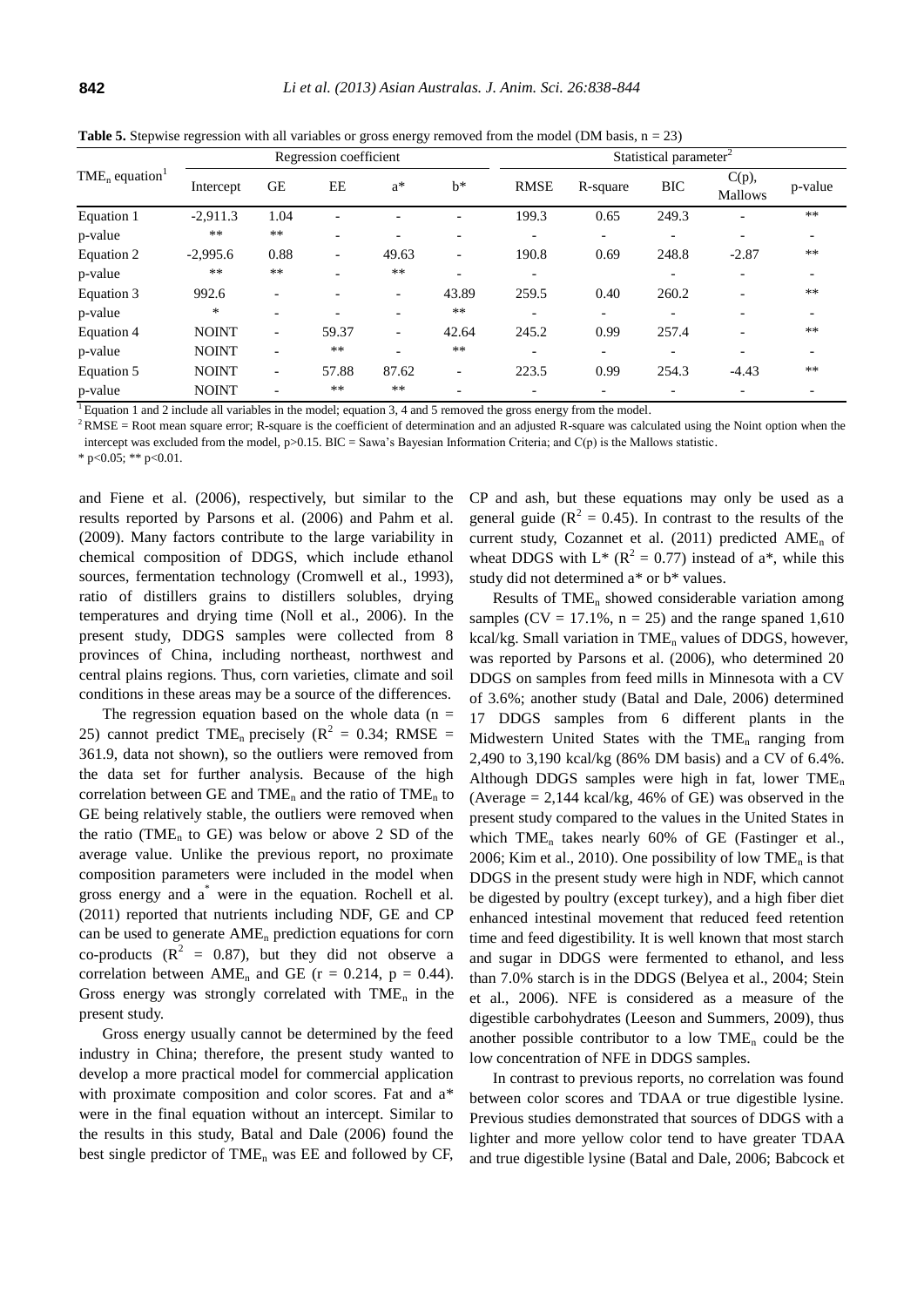**Table 5.** Stepwise regression with all variables or gross energy removed from the model (DM basis, n = 23)

| $TME_n$ equation[1] | Regression coefficient | | | | | Statistical parameter[2] | | | | |
|---|---|---|---|---|---|---|---|---|---|---|
| | Intercept | GE | EE | a* | b* | RMSE | R-square | BIC | C(p), Mallows | p-value |
| Equation 1 | -2,911.3 | 1.04 | - | - | - | 199.3 | 0.65 | 249.3 | - | ** |
| p-value | ** | ** | - | - | - | - | - | - | - | - |
| Equation 2 | -2,995.6 | 0.88 | - | 49.63 | - | 190.8 | 0.69 | 248.8 | -2.87 | ** |
| p-value | ** | ** | - | ** | - | - | | - | - | - |
| Equation 3 | 992.6 | - | - | - | 43.89 | 259.5 | 0.40 | 260.2 | - | ** |
| p-value | * | - | - | - | ** | - | - | - | - | - |
| Equation 4 | NOINT | - | 59.37 | - | 42.64 | 245.2 | 0.99 | 257.4 | - | ** |
| p-value | NOINT | - | ** | - | ** | - | - | - | - | - |
| Equation 5 | NOINT | - | 57.88 | 87.62 | - | 223.5 | 0.99 | 254.3 | -4.43 | ** |
| p-value | NOINT | - | ** | ** | - | - | - | - | - | - |

[1] Equation 1 and 2 include all variables in the model; equation 3, 4 and 5 removed the gross energy from the model.

[2] RMSE = Root mean square error; R-square is the coefficient of determination and an adjusted R-square was calculated using the Noint option when the intercept was excluded from the model, p>0.15. BIC = Sawa's Bayesian Information Criteria; and C(p) is the Mallows statistic.

* p<0.05; ** p<0.01.

and Fiene et al. (2006), respectively, but similar to the results reported by Parsons et al. (2006) and Pahm et al. (2009). Many factors contribute to the large variability in chemical composition of DDGS, which include ethanol sources, fermentation technology (Cromwell et al., 1993), ratio of distillers grains to distillers solubles, drying temperatures and drying time (Noll et al., 2006). In the present study, DDGS samples were collected from 8 provinces of China, including northeast, northwest and central plains regions. Thus, corn varieties, climate and soil conditions in these areas may be a source of the differences.

The regression equation based on the whole data (n = 25) cannot predict $TME_n$ precisely ($R^2$ = 0.34; RMSE = 361.9, data not shown), so the outliers were removed from the data set for further analysis. Because of the high correlation between GE and $TME_n$ and the ratio of $TME_n$ to GE being relatively stable, the outliers were removed when the ratio ($TME_n$ to GE) was below or above 2 SD of the average value. Unlike the previous report, no proximate composition parameters were included in the model when gross energy and $a^*$ were in the equation. Rochell et al. (2011) reported that nutrients including NDF, GE and CP can be used to generate $AME_n$ prediction equations for corn co-products ($R^2$ = 0.87), but they did not observe a correlation between $AME_n$ and GE (r = 0.214, p = 0.44). Gross energy was strongly correlated with $TME_n$ in the present study.

Gross energy usually cannot be determined by the feed industry in China; therefore, the present study wanted to develop a more practical model for commercial application with proximate composition and color scores. Fat and a* were in the final equation without an intercept. Similar to the results in this study, Batal and Dale (2006) found the best single predictor of $TME_n$ was EE and followed by CF, CP and ash, but these equations may only be used as a general guide ($R^2$ = 0.45). In contrast to the results of the current study, Cozannet et al. (2011) predicted $AME_n$ of wheat DDGS with L* ($R^2$ = 0.77) instead of a*, while this study did not determined a* or b* values.

Results of $TME_n$ showed considerable variation among samples (CV = 17.1%, n = 25) and the range spaned 1,610 kcal/kg. Small variation in $TME_n$ values of DDGS, however, was reported by Parsons et al. (2006), who determined 20 DDGS on samples from feed mills in Minnesota with a CV of 3.6%; another study (Batal and Dale, 2006) determined 17 DDGS samples from 6 different plants in the Midwestern United States with the $TME_n$ ranging from 2,490 to 3,190 kcal/kg (86% DM basis) and a CV of 6.4%. Although DDGS samples were high in fat, lower $TME_n$ (Average = 2,144 kcal/kg, 46% of GE) was observed in the present study compared to the values in the United States in which $TME_n$ takes nearly 60% of GE (Fastinger et al., 2006; Kim et al., 2010). One possibility of low $TME_n$ is that DDGS in the present study were high in NDF, which cannot be digested by poultry (except turkey), and a high fiber diet enhanced intestinal movement that reduced feed retention time and feed digestibility. It is well known that most starch and sugar in DDGS were fermented to ethanol, and less than 7.0% starch is in the DDGS (Belyea et al., 2004; Stein et al., 2006). NFE is considered as a measure of the digestible carbohydrates (Leeson and Summers, 2009), thus another possible contributor to a low $TME_n$ could be the low concentration of NFE in DDGS samples.

In contrast to previous reports, no correlation was found between color scores and TDAA or true digestible lysine. Previous studies demonstrated that sources of DDGS with a lighter and more yellow color tend to have greater TDAA and true digestible lysine (Batal and Dale, 2006; Babcock et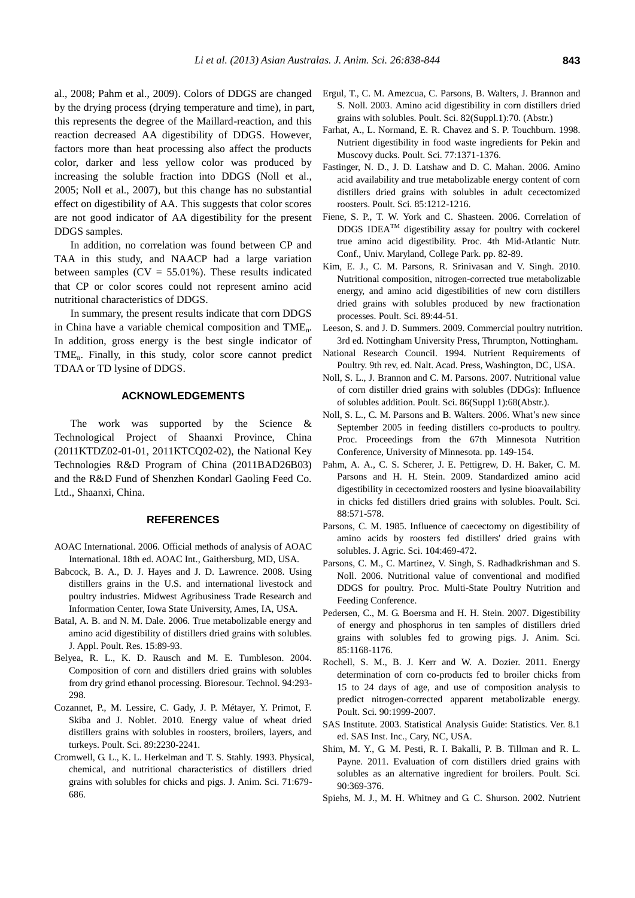al., 2008; Pahm et al., 2009). Colors of DDGS are changed by the drying process (drying temperature and time), in part, this represents the degree of the Maillard-reaction, and this reaction decreased AA digestibility of DDGS. However, factors more than heat processing also affect the products color, darker and less yellow color was produced by increasing the soluble fraction into DDGS (Noll et al., 2005; Noll et al., 2007), but this change has no substantial effect on digestibility of AA. This suggests that color scores are not good indicator of AA digestibility for the present DDGS samples.

In addition, no correlation was found between CP and TAA in this study, and NAACP had a large variation between samples (CV = 55.01%). These results indicated that CP or color scores could not represent amino acid nutritional characteristics of DDGS.

In summary, the present results indicate that corn DDGS in China have a variable chemical composition and $TME_n$. In addition, gross energy is the best single indicator of $TME_n$. Finally, in this study, color score cannot predict TDAA or TD lysine of DDGS.

## ACKNOWLEDGEMENTS

The work was supported by the Science & Technological Project of Shaanxi Province, China (2011KTDZ02-01-01, 2011KTCQ02-02), the National Key Technologies R&D Program of China (2011BAD26B03) and the R&D Fund of Shenzhen Kondarl Gaoling Feed Co. Ltd., Shaanxi, China.

## REFERENCES

AOAC International. 2006. Official methods of analysis of AOAC International. 18th ed. AOAC Int., Gaithersburg, MD, USA.

Babcock, B. A., D. J. Hayes and J. D. Lawrence. 2008. Using distillers grains in the U.S. and international livestock and poultry industries. Midwest Agribusiness Trade Research and Information Center, Iowa State University, Ames, IA, USA.

Batal, A. B. and N. M. Dale. 2006. True metabolizable energy and amino acid digestibility of distillers dried grains with solubles. J. Appl. Poult. Res. 15:89-93.

Belyea, R. L., K. D. Rausch and M. E. Tumbleson. 2004. Composition of corn and distillers dried grains with solubles from dry grind ethanol processing. Bioresour. Technol. 94:293-298.

Cozannet, P., M. Lessire, C. Gady, J. P. Métayer, Y. Primot, F. Skiba and J. Noblet. 2010. Energy value of wheat dried distillers grains with solubles in roosters, broilers, layers, and turkeys. Poult. Sci. 89:2230-2241.

Cromwell, G. L., K. L. Herkelman and T. S. Stahly. 1993. Physical, chemical, and nutritional characteristics of distillers dried grains with solubles for chicks and pigs. J. Anim. Sci. 71:679-686.

Ergul, T., C. M. Amezcua, C. Parsons, B. Walters, J. Brannon and S. Noll. 2003. Amino acid digestibility in corn distillers dried grains with solubles. Poult. Sci. 82(Suppl.1):70. (Abstr.)

Farhat, A., L. Normand, E. R. Chavez and S. P. Touchburn. 1998. Nutrient digestibility in food waste ingredients for Pekin and Muscovy ducks. Poult. Sci. 77:1371-1376.

Fastinger, N. D., J. D. Latshaw and D. C. Mahan. 2006. Amino acid availability and true metabolizable energy content of corn distillers dried grains with solubles in adult cecectomized roosters. Poult. Sci. 85:1212-1216.

Fiene, S. P., T. W. York and C. Shasteen. 2006. Correlation of DDGS IDEA™ digestibility assay for poultry with cockerel true amino acid digestibility. Proc. 4th Mid-Atlantic Nutr. Conf., Univ. Maryland, College Park. pp. 82-89.

Kim, E. J., C. M. Parsons, R. Srinivasan and V. Singh. 2010. Nutritional composition, nitrogen-corrected true metabolizable energy, and amino acid digestibilities of new corn distillers dried grains with solubles produced by new fractionation processes. Poult. Sci. 89:44-51.

Leeson, S. and J. D. Summers. 2009. Commercial poultry nutrition. 3rd ed. Nottingham University Press, Thrumpton, Nottingham.

National Research Council. 1994. Nutrient Requirements of Poultry. 9th rev, ed. Nalt. Acad. Press, Washington, DC, USA.

Noll, S. L., J. Brannon and C. M. Parsons. 2007. Nutritional value of corn distiller dried grains with solubes (DDGs): Influence of solubles addition. Poult. Sci. 86(Suppl 1):68(Abstr.).

Noll, S. L., C. M. Parsons and B. Walters. 2006. What's new since September 2005 in feeding distillers co-products to poultry. Proc. Proceedings from the 67th Minnesota Nutrition Conference, University of Minnesota. pp. 149-154.

Pahm, A. A., C. S. Scherer, J. E. Pettigrew, D. H. Baker, C. M. Parsons and H. H. Stein. 2009. Standardized amino acid digestibility in cecectomized roosters and lysine bioavailability in chicks fed distillers dried grains with solubles. Poult. Sci. 88:571-578.

Parsons, C. M. 1985. Influence of caecectomy on digestibility of amino acids by roosters fed distillers' dried grains with solubles. J. Agric. Sci. 104:469-472.

Parsons, C. M., C. Martinez, V. Singh, S. Radhadkrishman and S. Noll. 2006. Nutritional value of conventional and modified DDGS for poultry. Proc. Multi-State Poultry Nutrition and Feeding Conference.

Pedersen, C., M. G. Boersma and H. H. Stein. 2007. Digestibility of energy and phosphorus in ten samples of distillers dried grains with solubles fed to growing pigs. J. Anim. Sci. 85:1168-1176.

Rochell, S. M., B. J. Kerr and W. A. Dozier. 2011. Energy determination of corn co-products fed to broiler chicks from 15 to 24 days of age, and use of composition analysis to predict nitrogen-corrected apparent metabolizable energy. Poult. Sci. 90:1999-2007.

SAS Institute. 2003. Statistical Analysis Guide: Statistics. Ver. 8.1 ed. SAS Inst. Inc., Cary, NC, USA.

Shim, M. Y., G. M. Pesti, R. I. Bakalli, P. B. Tillman and R. L. Payne. 2011. Evaluation of corn distillers dried grains with solubles as an alternative ingredient for broilers. Poult. Sci. 90:369-376.

Spiehs, M. J., M. H. Whitney and G. C. Shurson. 2002. Nutrient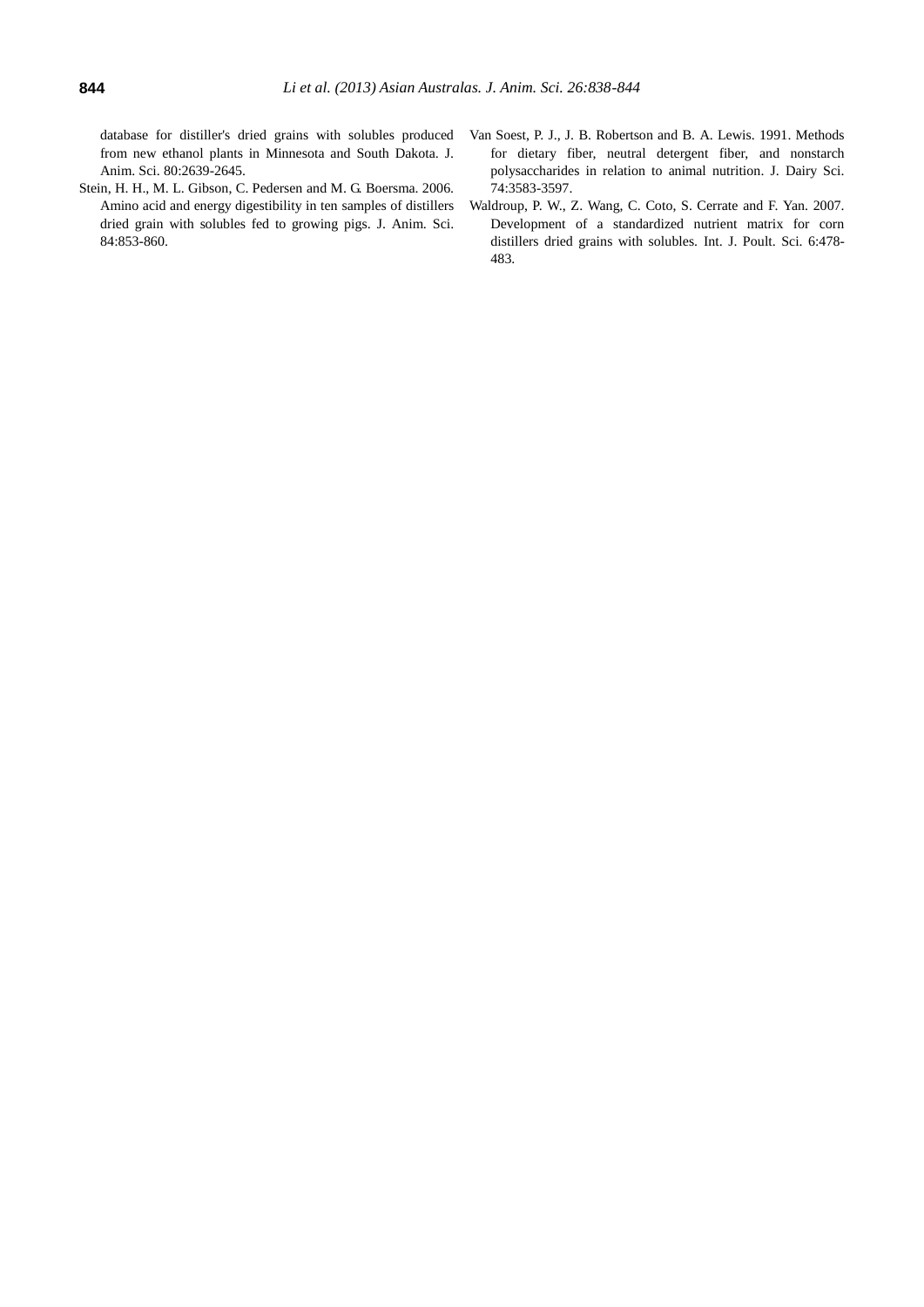database for distiller's dried grains with solubles produced from new ethanol plants in Minnesota and South Dakota. J. Anim. Sci. 80:2639-2645.

Stein, H. H., M. L. Gibson, C. Pedersen and M. G. Boersma. 2006. Amino acid and energy digestibility in ten samples of distillers dried grain with solubles fed to growing pigs. J. Anim. Sci. 84:853-860.

Van Soest, P. J., J. B. Robertson and B. A. Lewis. 1991. Methods for dietary fiber, neutral detergent fiber, and nonstarch polysaccharides in relation to animal nutrition. J. Dairy Sci. 74:3583-3597.

Waldroup, P. W., Z. Wang, C. Coto, S. Cerrate and F. Yan. 2007. Development of a standardized nutrient matrix for corn distillers dried grains with solubles. Int. J. Poult. Sci. 6:478-483.